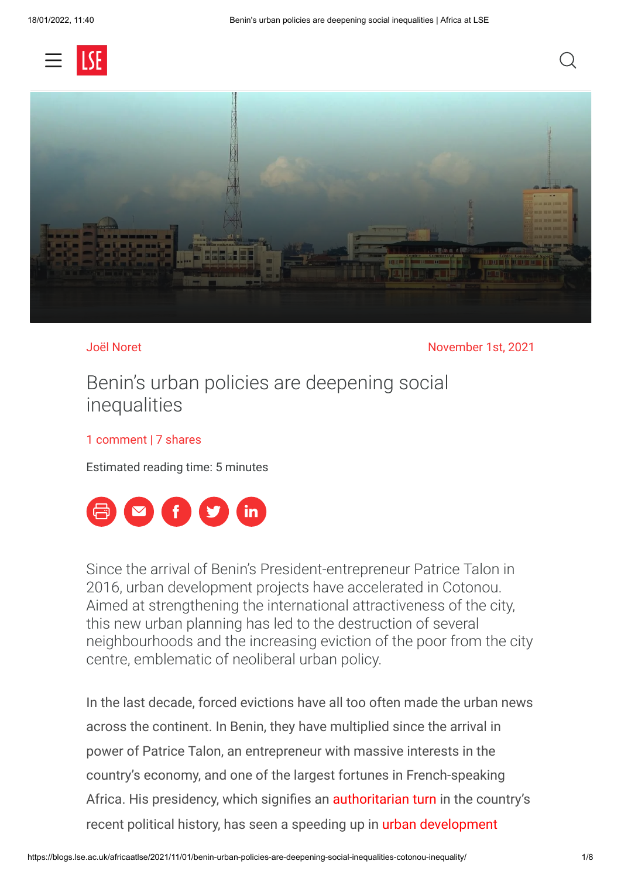Joël Noret

November 1st, 2021

# Benin’s urban policies are deepening social inequalities

1 comment | 7 shares

Estimated reading time: 5 minutes

Since the arrival of Benin’s President-entrepreneur Patrice Talon in 2016, urban development projects have accelerated in Cotonou. Aimed at strengthening the international attractiveness of the city, this new urban planning has led to the destruction of several neighbourhoods and the increasing eviction of the poor from the city centre, emblematic of neoliberal urban policy.

In the last decade, forced evictions have all too often made the urban news across the continent. In Benin, they have multiplied since the arrival in power of Patrice Talon, an entrepreneur with massive interests in the country’s economy, and one of the largest fortunes in French-speaking Africa. His presidency, which signifies an authoritarian turn in the country’s recent political history, has seen a speeding up in urban development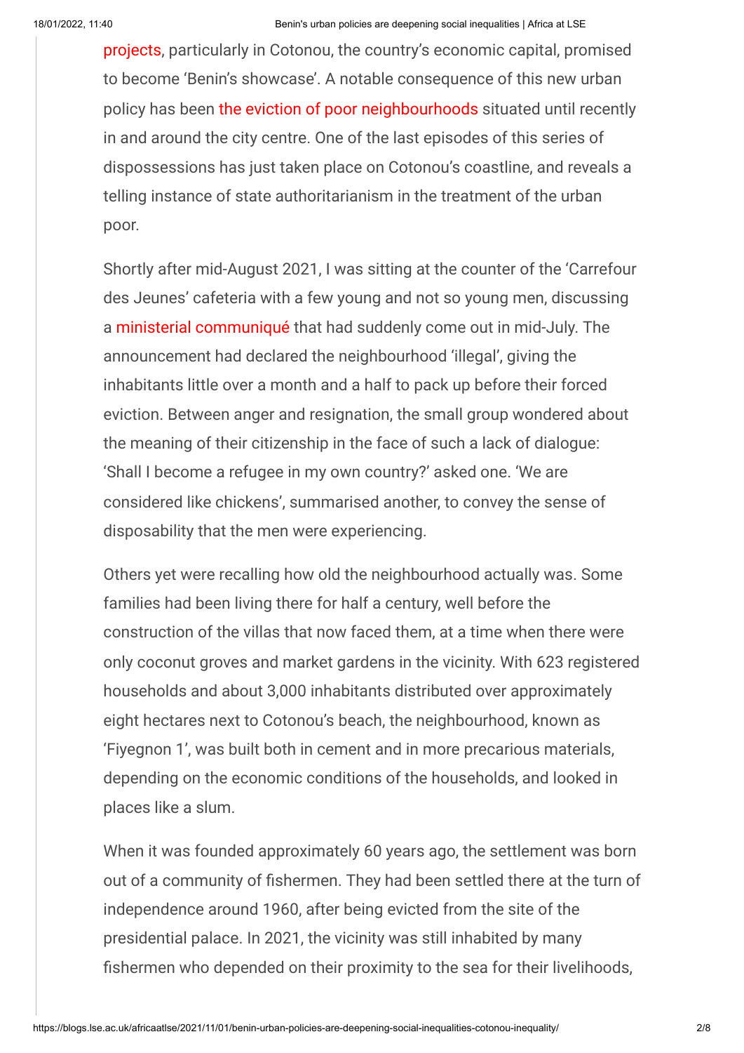projects, particularly in Cotonou, the country's economic capital, promised to become 'Benin's showcase'. A notable consequence of this new urban policy has been the eviction of poor neighbourhoods situated until recently in and around the city centre. One of the last episodes of this series of dispossessions has just taken place on Cotonou's coastline, and reveals a telling instance of state authoritarianism in the treatment of the urban poor.

Shortly after mid-August 2021, I was sitting at the counter of the 'Carrefour des Jeunes' cafeteria with a few young and not so young men, discussing a ministerial communiqué that had suddenly come out in mid-July. The announcement had declared the neighbourhood 'illegal', giving the inhabitants little over a month and a half to pack up before their forced eviction. Between anger and resignation, the small group wondered about the meaning of their citizenship in the face of such a lack of dialogue: 'Shall I become a refugee in my own country?' asked one. 'We are considered like chickens', summarised another, to convey the sense of disposability that the men were experiencing.

Others yet were recalling how old the neighbourhood actually was. Some families had been living there for half a century, well before the construction of the villas that now faced them, at a time when there were only coconut groves and market gardens in the vicinity. With 623 registered households and about 3,000 inhabitants distributed over approximately eight hectares next to Cotonou's beach, the neighbourhood, known as 'Fiyegnon 1', was built both in cement and in more precarious materials, depending on the economic conditions of the households, and looked in places like a slum.

When it was founded approximately 60 years ago, the settlement was born out of a community of fishermen. They had been settled there at the turn of independence around 1960, after being evicted from the site of the presidential palace. In 2021, the vicinity was still inhabited by many fishermen who depended on their proximity to the sea for their livelihoods,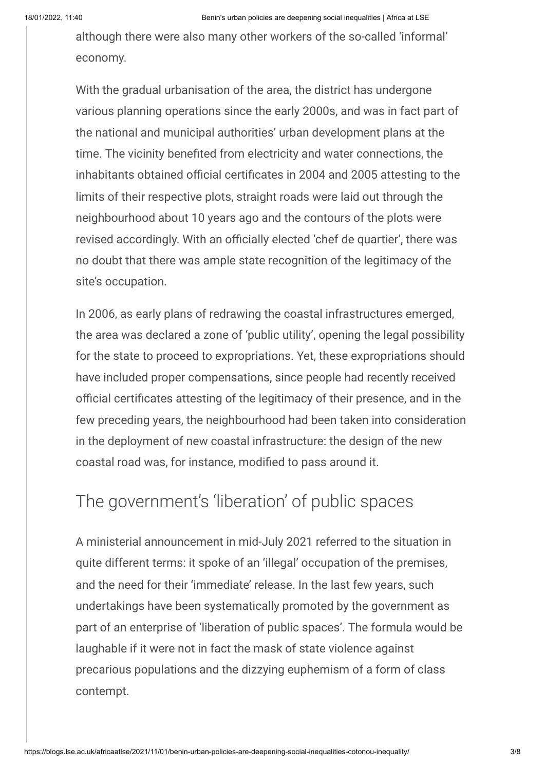although there were also many other workers of the so-called 'informal' economy.

With the gradual urbanisation of the area, the district has undergone various planning operations since the early 2000s, and was in fact part of the national and municipal authorities' urban development plans at the time. The vicinity benefited from electricity and water connections, the inhabitants obtained official certificates in 2004 and 2005 attesting to the limits of their respective plots, straight roads were laid out through the neighbourhood about 10 years ago and the contours of the plots were revised accordingly. With an officially elected 'chef de quartier', there was no doubt that there was ample state recognition of the legitimacy of the site's occupation.

In 2006, as early plans of redrawing the coastal infrastructures emerged, the area was declared a zone of 'public utility', opening the legal possibility for the state to proceed to expropriations. Yet, these expropriations should have included proper compensations, since people had recently received official certificates attesting of the legitimacy of their presence, and in the few preceding years, the neighbourhood had been taken into consideration in the deployment of new coastal infrastructure: the design of the new coastal road was, for instance, modified to pass around it.

## The government's 'liberation' of public spaces

A ministerial announcement in mid-July 2021 referred to the situation in quite different terms: it spoke of an 'illegal' occupation of the premises, and the need for their 'immediate' release. In the last few years, such undertakings have been systematically promoted by the government as part of an enterprise of 'liberation of public spaces'. The formula would be laughable if it were not in fact the mask of state violence against precarious populations and the dizzying euphemism of a form of class contempt.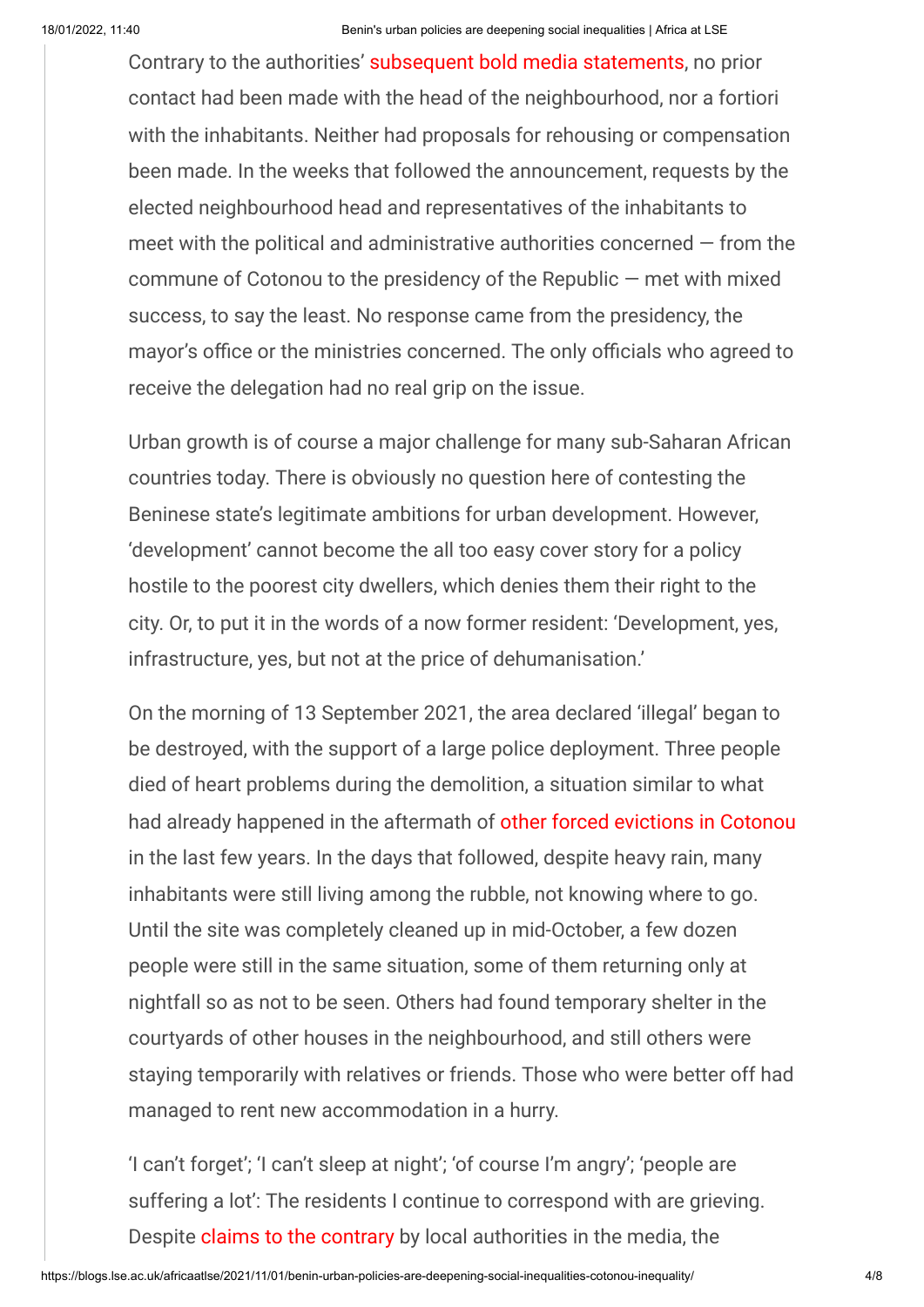Contrary to the authorities' subsequent bold media statements, no prior contact had been made with the head of the neighbourhood, nor a fortiori with the inhabitants. Neither had proposals for rehousing or compensation been made. In the weeks that followed the announcement, requests by the elected neighbourhood head and representatives of the inhabitants to meet with the political and administrative authorities concerned — from the commune of Cotonou to the presidency of the Republic — met with mixed success, to say the least. No response came from the presidency, the mayor's office or the ministries concerned. The only officials who agreed to receive the delegation had no real grip on the issue.

Urban growth is of course a major challenge for many sub-Saharan African countries today. There is obviously no question here of contesting the Beninese state's legitimate ambitions for urban development. However, 'development' cannot become the all too easy cover story for a policy hostile to the poorest city dwellers, which denies them their right to the city. Or, to put it in the words of a now former resident: 'Development, yes, infrastructure, yes, but not at the price of dehumanisation.'

On the morning of 13 September 2021, the area declared 'illegal' began to be destroyed, with the support of a large police deployment. Three people died of heart problems during the demolition, a situation similar to what had already happened in the aftermath of other forced evictions in Cotonou in the last few years. In the days that followed, despite heavy rain, many inhabitants were still living among the rubble, not knowing where to go. Until the site was completely cleaned up in mid-October, a few dozen people were still in the same situation, some of them returning only at nightfall so as not to be seen. Others had found temporary shelter in the courtyards of other houses in the neighbourhood, and still others were staying temporarily with relatives or friends. Those who were better off had managed to rent new accommodation in a hurry.

'I can't forget'; 'I can't sleep at night'; 'of course I'm angry'; 'people are suffering a lot': The residents I continue to correspond with are grieving. Despite claims to the contrary by local authorities in the media, the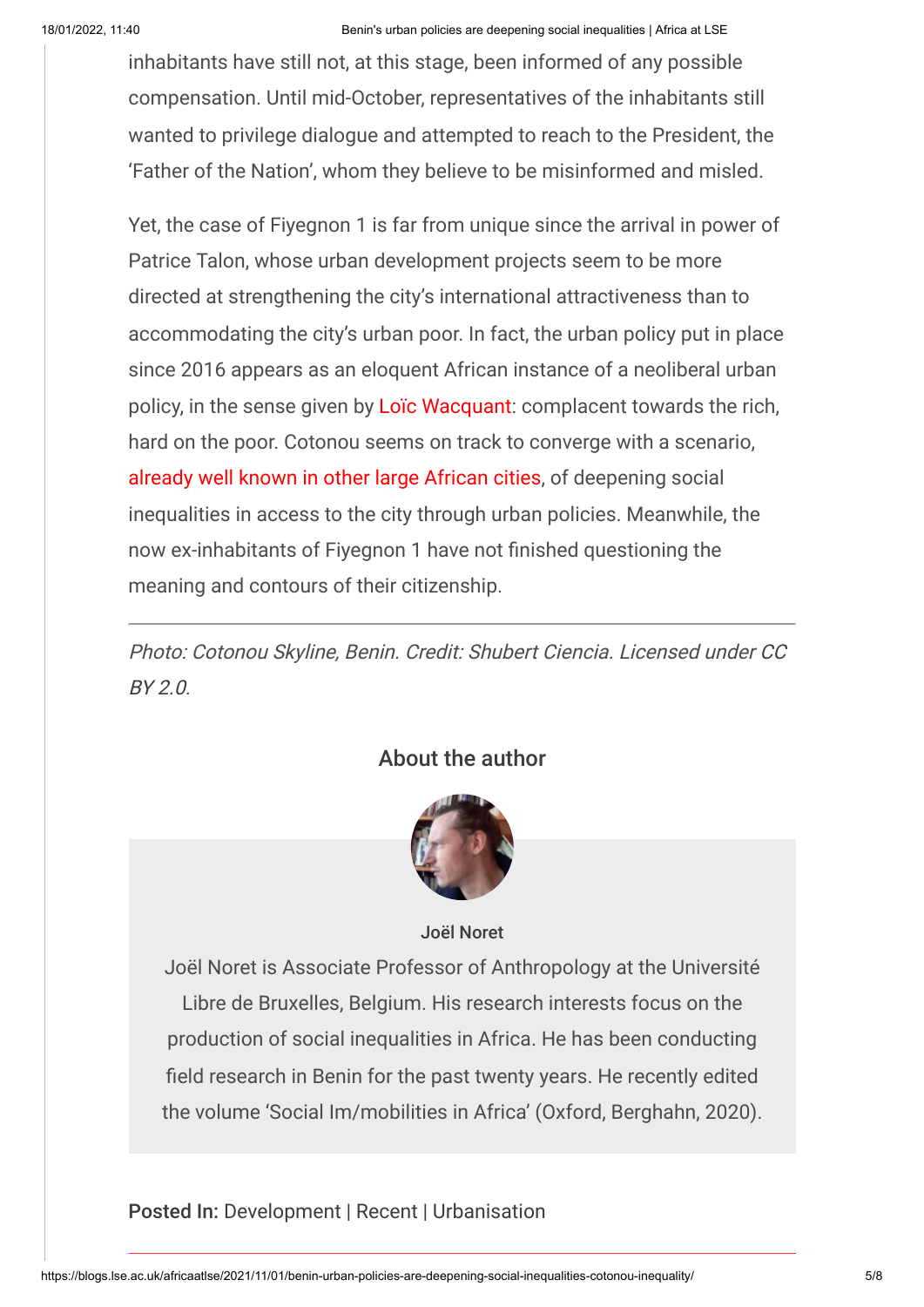inhabitants have still not, at this stage, been informed of any possible compensation. Until mid-October, representatives of the inhabitants still wanted to privilege dialogue and attempted to reach to the President, the 'Father of the Nation', whom they believe to be misinformed and misled.

Yet, the case of Fiyegnon 1 is far from unique since the arrival in power of Patrice Talon, whose urban development projects seem to be more directed at strengthening the city's international attractiveness than to accommodating the city's urban poor. In fact, the urban policy put in place since 2016 appears as an eloquent African instance of a neoliberal urban policy, in the sense given by Loïc Wacquant: complacent towards the rich, hard on the poor. Cotonou seems on track to converge with a scenario, already well known in other large African cities, of deepening social inequalities in access to the city through urban policies. Meanwhile, the now ex-inhabitants of Fiyegnon 1 have not finished questioning the meaning and contours of their citizenship.

---

*Photo: Cotonou Skyline, Benin. Credit: Shubert Ciencia. Licensed under CC BY 2.0.*

## About the author

**Joël Noret**

Joël Noret is Associate Professor of Anthropology at the Université Libre de Bruxelles, Belgium. His research interests focus on the production of social inequalities in Africa. He has been conducting field research in Benin for the past twenty years. He recently edited the volume 'Social Im/mobilities in Africa' (Oxford, Berghahn, 2020).

**Posted In:** Development | Recent | Urbanisation